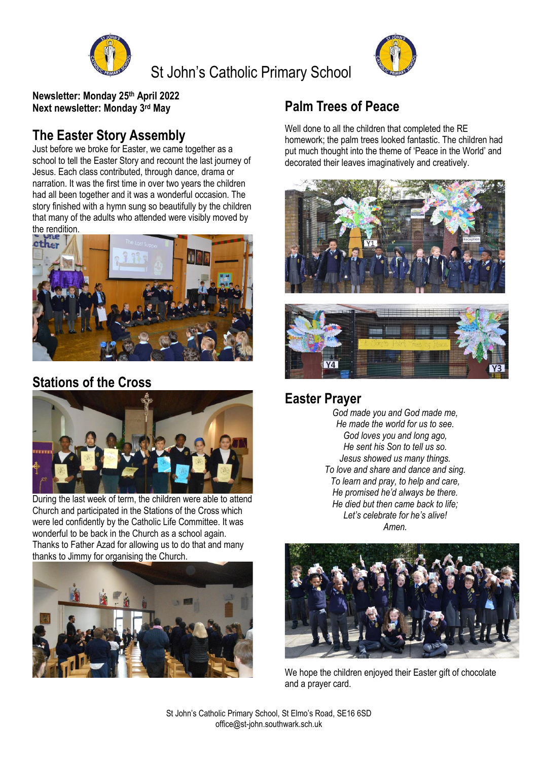# St John's Catholic Primary School

**Newsletter: Monday 25th April 2022**
**Next newsletter: Monday 3rd May**

## The Easter Story Assembly

Just before we broke for Easter, we came together as a school to tell the Easter Story and recount the last journey of Jesus. Each class contributed, through dance, drama or narration. It was the first time in over two years the children had all been together and it was a wonderful occasion. The story finished with a hymn sung so beautifully by the children that many of the adults who attended were visibly moved by the rendition.

## Stations of the Cross

During the last week of term, the children were able to attend Church and participated in the Stations of the Cross which were led confidently by the Catholic Life Committee. It was wonderful to be back in the Church as a school again. Thanks to Father Azad for allowing us to do that and many thanks to Jimmy for organising the Church.

## Palm Trees of Peace

Well done to all the children that completed the RE homework; the palm trees looked fantastic. The children had put much thought into the theme of 'Peace in the World' and decorated their leaves imaginatively and creatively.

## Easter Prayer

*God made you and God made me,*
*He made the world for us to see.*
*God loves you and long ago,*
*He sent his Son to tell us so.*
*Jesus showed us many things.*
*To love and share and dance and sing.*
*To learn and pray, to help and care,*
*He promised he'd always be there.*
*He died but then came back to life;*
*Let's celebrate for he's alive!*
*Amen.*

We hope the children enjoyed their Easter gift of chocolate and a prayer card.

St John's Catholic Primary School, St Elmo's Road, SE16 6SD
office@st-john.southwark.sch.uk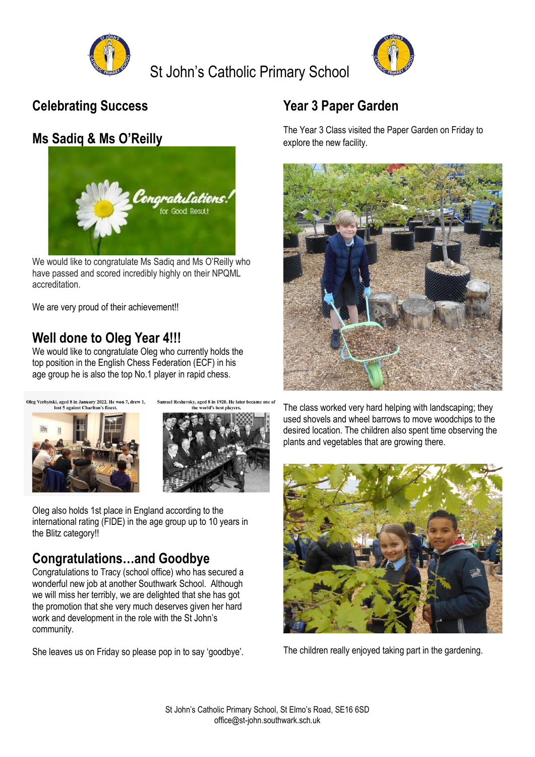# St John's Catholic Primary School

## Celebrating Success

### Ms Sadiq & Ms O'Reilly

We would like to congratulate Ms Sadiq and Ms O'Reilly who have passed and scored incredibly highly on their NPQML accreditation.

We are very proud of their achievement!!

### Well done to Oleg Year 4!!!

We would like to congratulate Oleg who currently holds the top position in the English Chess Federation (ECF) in his age group he is also the top No.1 player in rapid chess.

Oleg Verbytski, aged 8 in January 2022. He won 7, drew 1, lost 5 against Charlton's finest.

Samuel Reshevsky, aged 8 in 1920. He later became one of the world's best players.

Oleg also holds 1st place in England according to the international rating (FIDE) in the age group up to 10 years in the Blitz category!!

### Congratulations…and Goodbye

Congratulations to Tracy (school office) who has secured a wonderful new job at another Southwark School. Although we will miss her terribly, we are delighted that she has got the promotion that she very much deserves given her hard work and development in the role with the St John's community.

She leaves us on Friday so please pop in to say 'goodbye'.

## Year 3 Paper Garden

The Year 3 Class visited the Paper Garden on Friday to explore the new facility.

The class worked very hard helping with landscaping; they used shovels and wheel barrows to move woodchips to the desired location. The children also spent time observing the plants and vegetables that are growing there.

The children really enjoyed taking part in the gardening.

St John's Catholic Primary School, St Elmo's Road, SE16 6SD
office@st-john.southwark.sch.uk